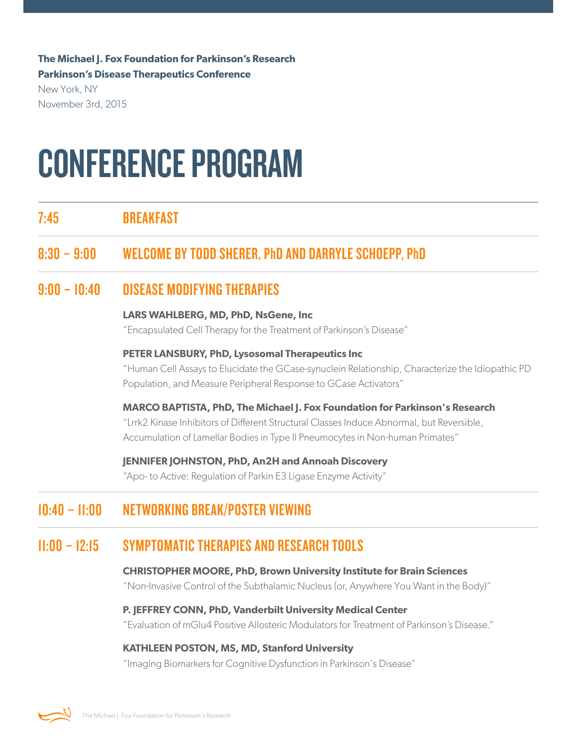**The Michael J. Fox Foundation for Parkinson's Research**
**Parkinson's Disease Therapeutics Conference**
New York, NY
November 3rd, 2015

# CONFERENCE PROGRAM

## 7:45 BREAKFAST

## 8:30 – 9:00 WELCOME BY TODD SHERER, PhD AND DARRYLE SCHOEPP, PhD

## 9:00 – 10:40 DISEASE MODIFYING THERAPIES

**LARS WAHLBERG, MD, PhD, NsGene, Inc**
"Encapsulated Cell Therapy for the Treatment of Parkinson's Disease"

**PETER LANSBURY, PhD, Lysosomal Therapeutics Inc**
"Human Cell Assays to Elucidate the GCase-synuclein Relationship, Characterize the Idiopathic PD Population, and Measure Peripheral Response to GCase Activators"

**MARCO BAPTISTA, PhD, The Michael J. Fox Foundation for Parkinson's Research**
"Lrrk2 Kinase Inhibitors of Different Structural Classes Induce Abnormal, but Reversible, Accumulation of Lamellar Bodies in Type II Pneumocytes in Non-human Primates"

**JENNIFER JOHNSTON, PhD, An2H and Annoah Discovery**
"Apo- to Active: Regulation of Parkin E3 Ligase Enzyme Activity"

## 10:40 – 11:00 NETWORKING BREAK/POSTER VIEWING

## 11:00 – 12:15 SYMPTOMATIC THERAPIES AND RESEARCH TOOLS

**CHRISTOPHER MOORE, PhD, Brown University Institute for Brain Sciences**
"Non-Invasive Control of the Subthalamic Nucleus (or, Anywhere You Want in the Body)"

**P. JEFFREY CONN, PhD, Vanderbilt University Medical Center**
"Evaluation of mGlu4 Positive Allosteric Modulators for Treatment of Parkinson's Disease."

**KATHLEEN POSTON, MS, MD, Stanford University**
"Imaging Biomarkers for Cognitive Dysfunction in Parkinson's Disease"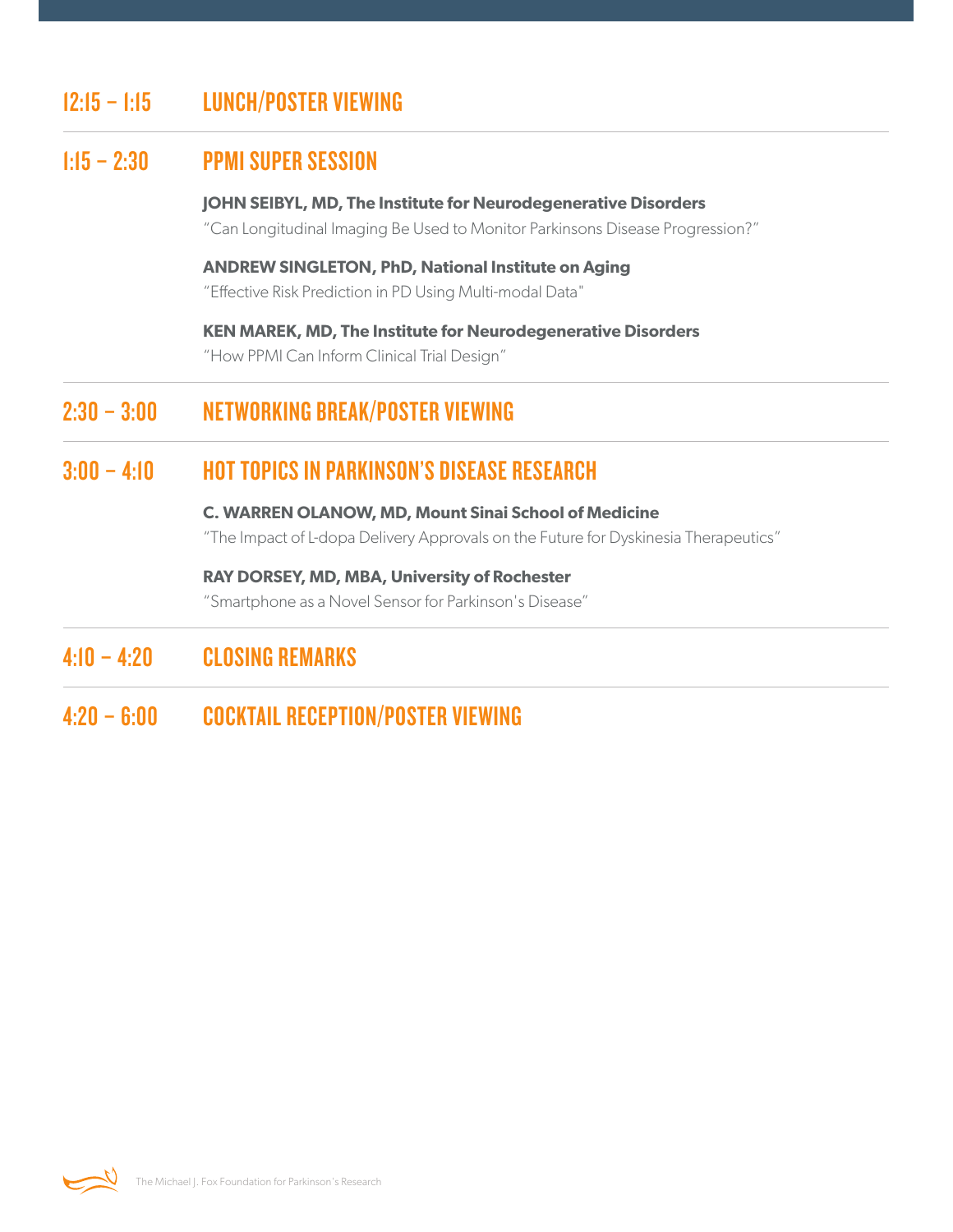## 12:15 – 1:15 LUNCH/POSTER VIEWING

## 1:15 – 2:30 PPMI SUPER SESSION

**JOHN SEIBYL, MD, The Institute for Neurodegenerative Disorders**
"Can Longitudinal Imaging Be Used to Monitor Parkinsons Disease Progression?"

**ANDREW SINGLETON, PhD, National Institute on Aging**
"Effective Risk Prediction in PD Using Multi-modal Data"

**KEN MAREK, MD, The Institute for Neurodegenerative Disorders**
"How PPMI Can Inform Clinical Trial Design"

## 2:30 – 3:00 NETWORKING BREAK/POSTER VIEWING

## 3:00 – 4:10 HOT TOPICS IN PARKINSON'S DISEASE RESEARCH

**C. WARREN OLANOW, MD, Mount Sinai School of Medicine**
"The Impact of L-dopa Delivery Approvals on the Future for Dyskinesia Therapeutics"

**RAY DORSEY, MD, MBA, University of Rochester**
"Smartphone as a Novel Sensor for Parkinson's Disease"

## 4:10 – 4:20 CLOSING REMARKS

## 4:20 – 6:00 COCKTAIL RECEPTION/POSTER VIEWING